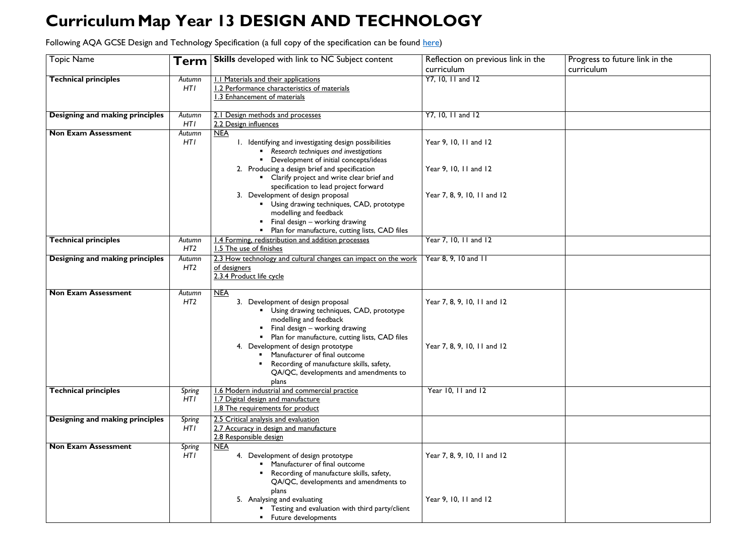# Curriculum Map Year 13 DESIGN AND TECHNOLOGY

Following AQA GCSE Design and Technology Specification (a full copy of the specification can be found here)

| Topic Name | Term | **Skills** developed with link to NC Subject content | Reflection on previous link in the curriculum | Progress to future link in the curriculum |
|---|---|---|---|---|
| **Technical principles** | *Autumn HT1* | 1.1 Materials and their applications<br>1.2 Performance characteristics of materials<br>1.3 Enhancement of materials | Y7, 10, 11 and 12 | |
| **Designing and making principles** | *Autumn HT1* | 2.1 Design methods and processes<br>2.2 Design influences | Y7, 10, 11 and 12 | |
| **Non Exam Assessment** | *Autumn HT1* | NEA<br>1. Identifying and investigating design possibilities<br>▪ *Research techniques and investigations*<br>▪ Development of initial concepts/ideas<br>2. Producing a design brief and specification<br>▪ Clarify project and write clear brief and specification to lead project forward<br>3. Development of design proposal<br>▪ Using drawing techniques, CAD, prototype modelling and feedback<br>▪ Final design – working drawing<br>▪ Plan for manufacture, cutting lists, CAD files | Year 9, 10, 11 and 12<br><br>Year 9, 10, 11 and 12<br><br>Year 7, 8, 9, 10, 11 and 12 | |
| **Technical principles** | *Autumn HT2* | 1.4 Forming, redistribution and addition processes<br>1.5 The use of finishes | Year 7, 10, 11 and 12 | |
| **Designing and making principles** | *Autumn HT2* | 2.3 How technology and cultural changes can impact on the work of designers<br>2.3.4 Product life cycle | Year 8, 9, 10 and 11 | |
| **Non Exam Assessment** | *Autumn HT2* | NEA<br>3. Development of design proposal<br>▪ Using drawing techniques, CAD, prototype modelling and feedback<br>▪ Final design – working drawing<br>▪ Plan for manufacture, cutting lists, CAD files<br>4. Development of design prototype<br>▪ Manufacturer of final outcome<br>▪ Recording of manufacture skills, safety, QA/QC, developments and amendments to plans | Year 7, 8, 9, 10, 11 and 12<br><br>Year 7, 8, 9, 10, 11 and 12 | |
| **Technical principles** | *Spring HT1* | 1.6 Modern industrial and commercial practice<br>1.7 Digital design and manufacture<br>1.8 The requirements for product | Year 10, 11 and 12 | |
| **Designing and making principles** | *Spring HT1* | 2.5 Critical analysis and evaluation<br>2.7 Accuracy in design and manufacture<br>2.8 Responsible design | | |
| **Non Exam Assessment** | *Spring HT1* | NEA<br>4. Development of design prototype<br>▪ Manufacturer of final outcome<br>▪ Recording of manufacture skills, safety, QA/QC, developments and amendments to plans<br>5. Analysing and evaluating<br>▪ Testing and evaluation with third party/client<br>▪ Future developments | Year 7, 8, 9, 10, 11 and 12<br><br>Year 9, 10, 11 and 12 | |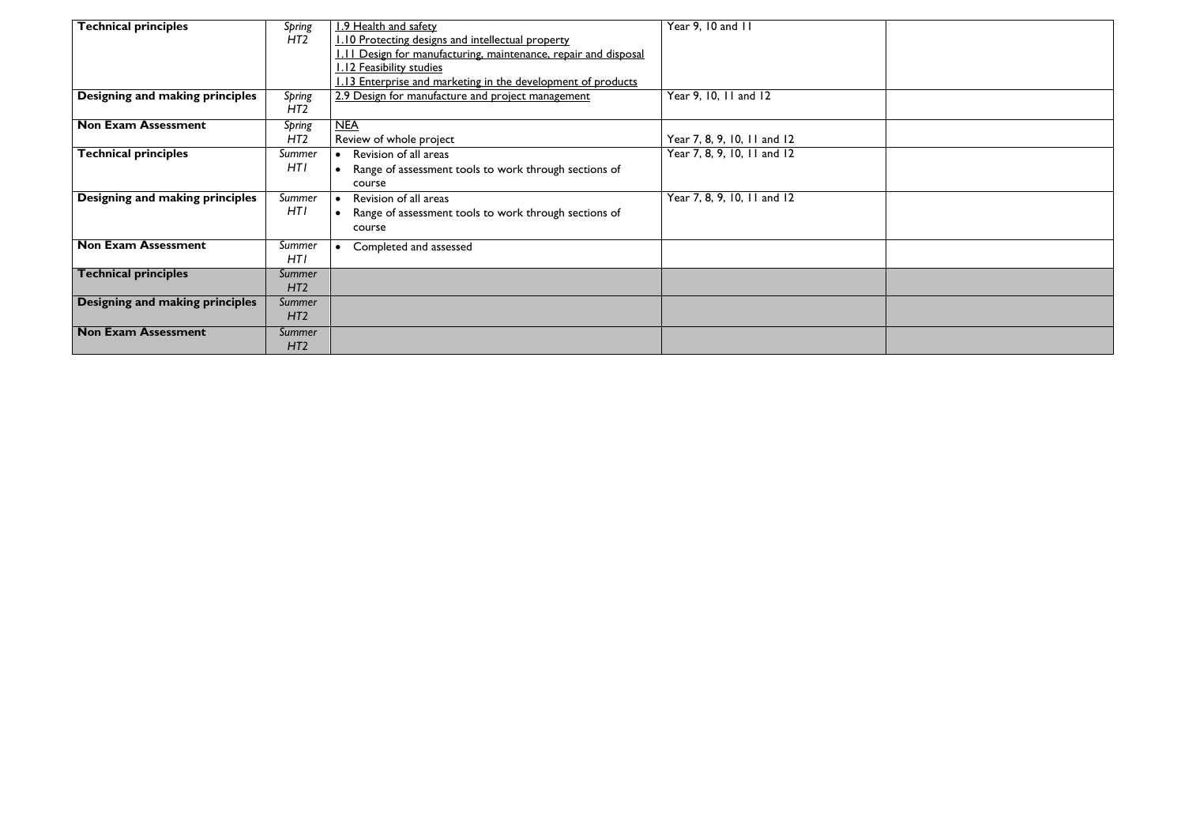| | | | | |
|---|---|---|---|---|
| **Technical principles** | *Spring HT2* | 1.9 Health and safety<br>1.10 Protecting designs and intellectual property<br>1.11 Design for manufacturing, maintenance, repair and disposal<br>1.12 Feasibility studies<br>1.13 Enterprise and marketing in the development of products | Year 9, 10 and 11 | |
| **Designing and making principles** | *Spring HT2* | 2.9 Design for manufacture and project management | Year 9, 10, 11 and 12 | |
| **Non Exam Assessment** | *Spring HT2* | NEA<br>Review of whole project | Year 7, 8, 9, 10, 11 and 12 | |
| **Technical principles** | *Summer HT1* | • Revision of all areas<br>• Range of assessment tools to work through sections of course | Year 7, 8, 9, 10, 11 and 12 | |
| **Designing and making principles** | *Summer HT1* | • Revision of all areas<br>• Range of assessment tools to work through sections of course | Year 7, 8, 9, 10, 11 and 12 | |
| **Non Exam Assessment** | *Summer HT1* | • Completed and assessed | | |
| **Technical principles** | *Summer HT2* | | | |
| **Designing and making principles** | *Summer HT2* | | | |
| **Non Exam Assessment** | *Summer HT2* | | | |